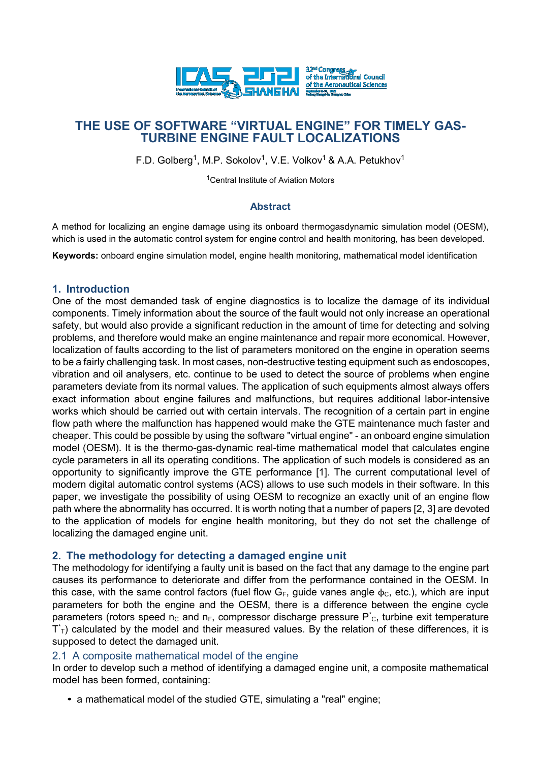# THE USE OF SOFTWARE "VIRTUAL ENGINE" FOR TIMELY GAS-TURBINE ENGINE FAULT LOCALIZATIONS

F.D. Golberg[1], M.P. Sokolov[1], V.E. Volkov[1] & A.A. Petukhov[1]

[1]Central Institute of Aviation Motors

## Abstract

A method for localizing an engine damage using its onboard thermogasdynamic simulation model (OESM), which is used in the automatic control system for engine control and health monitoring, has been developed.

**Keywords:** onboard engine simulation model, engine health monitoring, mathematical model identification

## 1. Introduction

One of the most demanded task of engine diagnostics is to localize the damage of its individual components. Timely information about the source of the fault would not only increase an operational safety, but would also provide a significant reduction in the amount of time for detecting and solving problems, and therefore would make an engine maintenance and repair more economical. However, localization of faults according to the list of parameters monitored on the engine in operation seems to be a fairly challenging task. In most cases, non-destructive testing equipment such as endoscopes, vibration and oil analysers, etc. continue to be used to detect the source of problems when engine parameters deviate from its normal values. The application of such equipments almost always offers exact information about engine failures and malfunctions, but requires additional labor-intensive works which should be carried out with certain intervals. The recognition of a certain part in engine flow path where the malfunction has happened would make the GTE maintenance much faster and cheaper. This could be possible by using the software "virtual engine" - an onboard engine simulation model (OESM). It is the thermo-gas-dynamic real-time mathematical model that calculates engine cycle parameters in all its operating conditions. The application of such models is considered as an opportunity to significantly improve the GTE performance [1]. The current computational level of modern digital automatic control systems (ACS) allows to use such models in their software. In this paper, we investigate the possibility of using OESM to recognize an exactly unit of an engine flow path where the abnormality has occurred. It is worth noting that a number of papers [2, 3] are devoted to the application of models for engine health monitoring, but they do not set the challenge of localizing the damaged engine unit.

## 2. The methodology for detecting a damaged engine unit

The methodology for identifying a faulty unit is based on the fact that any damage to the engine part causes its performance to deteriorate and differ from the performance contained in the OESM. In this case, with the same control factors (fuel flow $G_F$, guide vanes angle $\phi_C$, etc.), which are input parameters for both the engine and the OESM, there is a difference between the engine cycle parameters (rotors speed $n_C$ and $n_F$, compressor discharge pressure $P^*_C$, turbine exit temperature $T^*_T$) calculated by the model and their measured values. By the relation of these differences, it is supposed to detect the damaged unit.

### 2.1 A composite mathematical model of the engine

In order to develop such a method of identifying a damaged engine unit, a composite mathematical model has been formed, containing:

- a mathematical model of the studied GTE, simulating a "real" engine;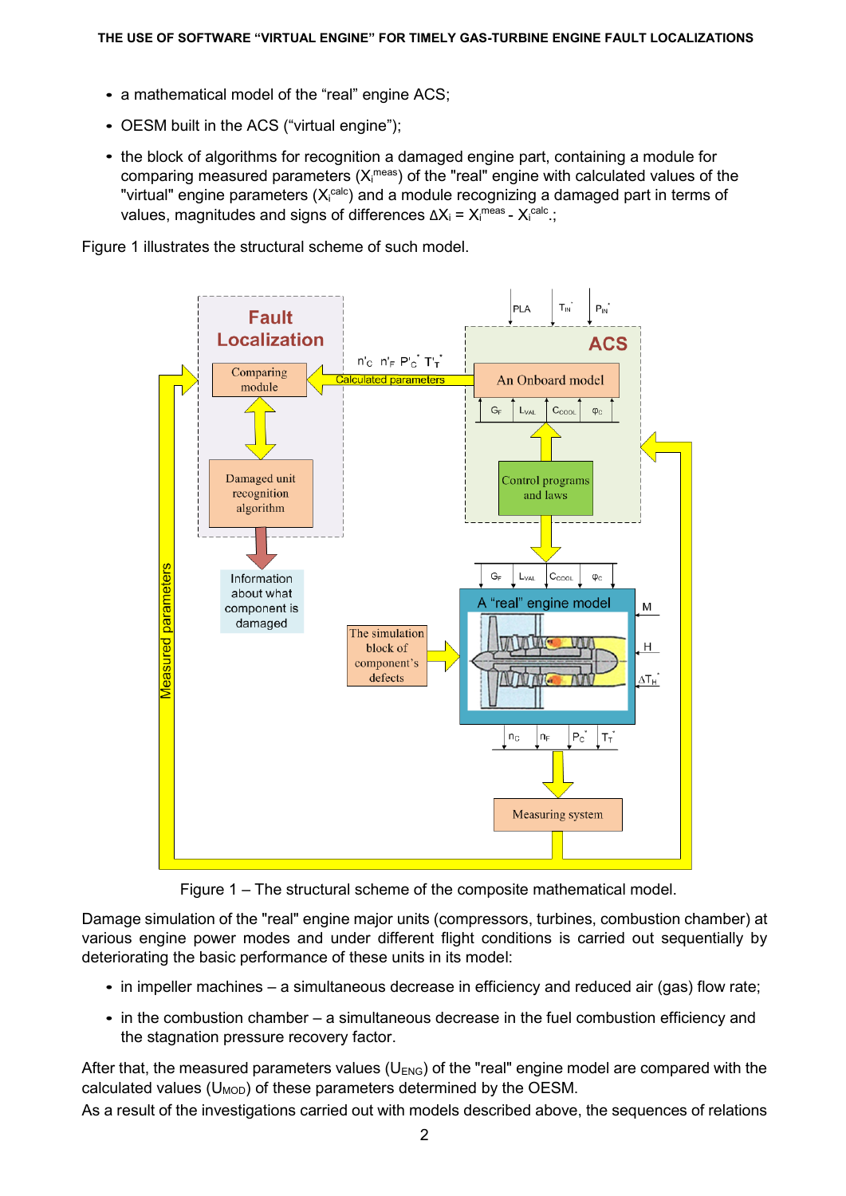- a mathematical model of the “real” engine ACS;
- OESM built in the ACS (“virtual engine”);
- the block of algorithms for recognition a damaged engine part, containing a module for comparing measured parameters ($X_i^{meas}$) of the "real" engine with calculated values of the "virtual" engine parameters ($X_i^{calc}$) and a module recognizing a damaged part in terms of values, magnitudes and signs of differences $\Delta X_i = X_i^{meas} - X_i^{calc}$.;

Figure 1 illustrates the structural scheme of such model.

Figure 1 – The structural scheme of the composite mathematical model.

Damage simulation of the "real" engine major units (compressors, turbines, combustion chamber) at various engine power modes and under different flight conditions is carried out sequentially by deteriorating the basic performance of these units in its model:

- in impeller machines – a simultaneous decrease in efficiency and reduced air (gas) flow rate;
- in the combustion chamber – a simultaneous decrease in the fuel combustion efficiency and the stagnation pressure recovery factor.

After that, the measured parameters values ($U_{ENG}$) of the "real" engine model are compared with the calculated values ($U_{MOD}$) of these parameters determined by the OESM.

As a result of the investigations carried out with models described above, the sequences of relations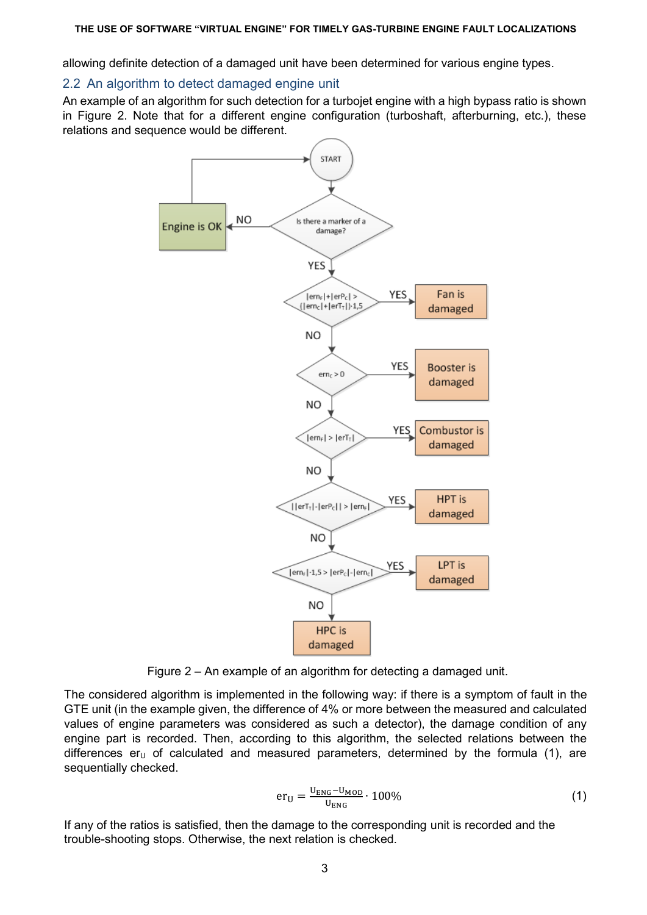allowing definite detection of a damaged unit have been determined for various engine types.

## 2.2 An algorithm to detect damaged engine unit

An example of an algorithm for such detection for a turbojet engine with a high bypass ratio is shown in Figure 2. Note that for a different engine configuration (turboshaft, afterburning, etc.), these relations and sequence would be different.

Figure 2 – An example of an algorithm for detecting a damaged unit.

The considered algorithm is implemented in the following way: if there is a symptom of fault in the GTE unit (in the example given, the difference of 4% or more between the measured and calculated values of engine parameters was considered as such a detector), the damage condition of any engine part is recorded. Then, according to this algorithm, the selected relations between the differences $er_U$ of calculated and measured parameters, determined by the formula (1), are sequentially checked.

$$er_U = \frac{U_{ENG} - U_{MOD}}{U_{ENG}} \cdot 100\% \tag{1}$$

If any of the ratios is satisfied, then the damage to the corresponding unit is recorded and the trouble-shooting stops. Otherwise, the next relation is checked.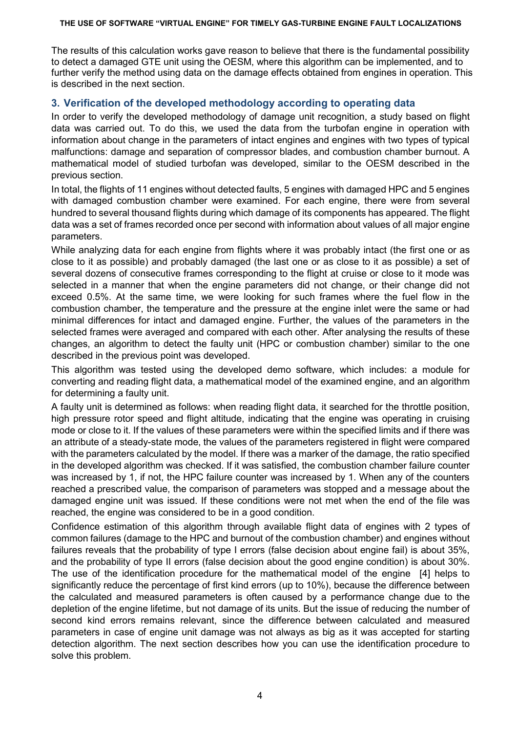The results of this calculation works gave reason to believe that there is the fundamental possibility to detect a damaged GTE unit using the OESM, where this algorithm can be implemented, and to further verify the method using data on the damage effects obtained from engines in operation. This is described in the next section.

## 3. Verification of the developed methodology according to operating data

In order to verify the developed methodology of damage unit recognition, a study based on flight data was carried out. To do this, we used the data from the turbofan engine in operation with information about change in the parameters of intact engines and engines with two types of typical malfunctions: damage and separation of compressor blades, and combustion chamber burnout. A mathematical model of studied turbofan was developed, similar to the OESM described in the previous section.

In total, the flights of 11 engines without detected faults, 5 engines with damaged HPC and 5 engines with damaged combustion chamber were examined. For each engine, there were from several hundred to several thousand flights during which damage of its components has appeared. The flight data was a set of frames recorded once per second with information about values of all major engine parameters.

While analyzing data for each engine from flights where it was probably intact (the first one or as close to it as possible) and probably damaged (the last one or as close to it as possible) a set of several dozens of consecutive frames corresponding to the flight at cruise or close to it mode was selected in a manner that when the engine parameters did not change, or their change did not exceed 0.5%. At the same time, we were looking for such frames where the fuel flow in the combustion chamber, the temperature and the pressure at the engine inlet were the same or had minimal differences for intact and damaged engine. Further, the values of the parameters in the selected frames were averaged and compared with each other. After analysing the results of these changes, an algorithm to detect the faulty unit (HPC or combustion chamber) similar to the one described in the previous point was developed.

This algorithm was tested using the developed demo software, which includes: a module for converting and reading flight data, a mathematical model of the examined engine, and an algorithm for determining a faulty unit.

A faulty unit is determined as follows: when reading flight data, it searched for the throttle position, high pressure rotor speed and flight altitude, indicating that the engine was operating in cruising mode or close to it. If the values of these parameters were within the specified limits and if there was an attribute of a steady-state mode, the values of the parameters registered in flight were compared with the parameters calculated by the model. If there was a marker of the damage, the ratio specified in the developed algorithm was checked. If it was satisfied, the combustion chamber failure counter was increased by 1, if not, the HPC failure counter was increased by 1. When any of the counters reached a prescribed value, the comparison of parameters was stopped and a message about the damaged engine unit was issued. If these conditions were not met when the end of the file was reached, the engine was considered to be in a good condition.

Confidence estimation of this algorithm through available flight data of engines with 2 types of common failures (damage to the HPC and burnout of the combustion chamber) and engines without failures reveals that the probability of type I errors (false decision about engine fail) is about 35%, and the probability of type II errors (false decision about the good engine condition) is about 30%. The use of the identification procedure for the mathematical model of the engine [4] helps to significantly reduce the percentage of first kind errors (up to 10%), because the difference between the calculated and measured parameters is often caused by a performance change due to the depletion of the engine lifetime, but not damage of its units. But the issue of reducing the number of second kind errors remains relevant, since the difference between calculated and measured parameters in case of engine unit damage was not always as big as it was accepted for starting detection algorithm. The next section describes how you can use the identification procedure to solve this problem.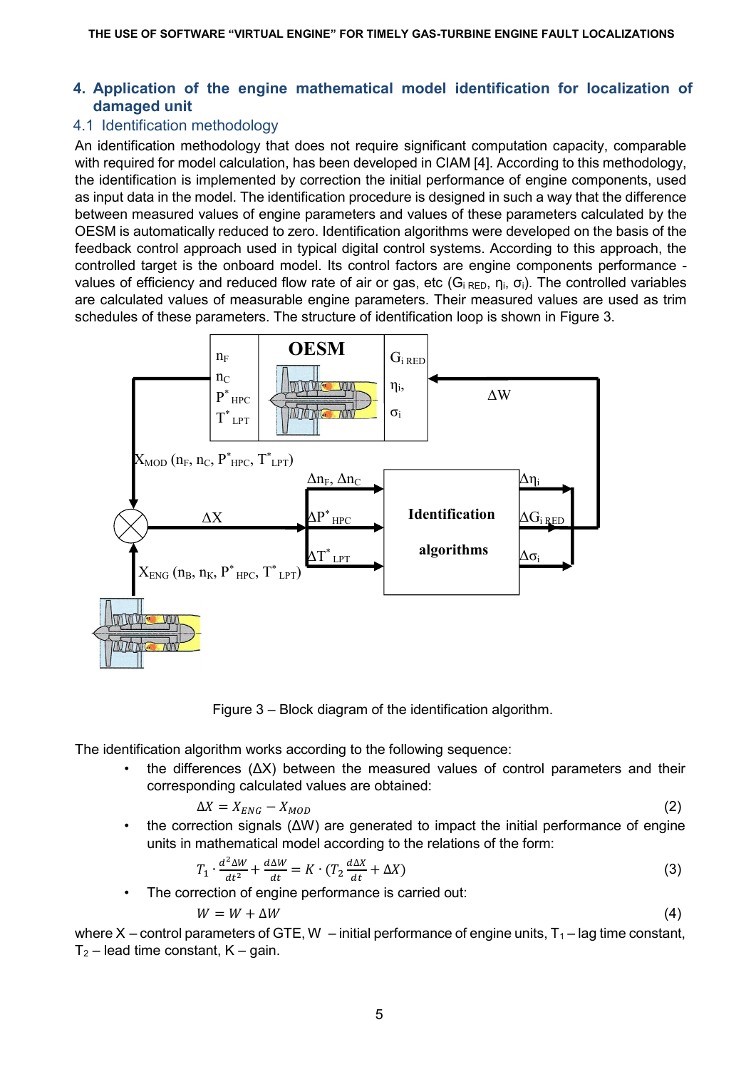## 4. Application of the engine mathematical model identification for localization of damaged unit

### 4.1 Identification methodology

An identification methodology that does not require significant computation capacity, comparable with required for model calculation, has been developed in CIAM [4]. According to this methodology, the identification is implemented by correction the initial performance of engine components, used as input data in the model. The identification procedure is designed in such a way that the difference between measured values of engine parameters and values of these parameters calculated by the OESM is automatically reduced to zero. Identification algorithms were developed on the basis of the feedback control approach used in typical digital control systems. According to this approach, the controlled target is the onboard model. Its control factors are engine components performance - values of efficiency and reduced flow rate of air or gas, etc ($G_{i\ RED}$, $\eta_i$, $\sigma_i$). The controlled variables are calculated values of measurable engine parameters. Their measured values are used as trim schedules of these parameters. The structure of identification loop is shown in Figure 3.

Figure 3 – Block diagram of the identification algorithm.

The identification algorithm works according to the following sequence:

- the differences ($\Delta X$) between the measured values of control parameters and their corresponding calculated values are obtained:

$$\Delta X = X_{ENG} - X_{MOD} \tag{2}$$

- the correction signals ($\Delta W$) are generated to impact the initial performance of engine units in mathematical model according to the relations of the form:

$$T_1 \cdot \frac{d^2 \Delta W}{dt^2} + \frac{d \Delta W}{dt} = K \cdot (T_2 \frac{d \Delta X}{dt} + \Delta X) \tag{3}$$

- The correction of engine performance is carried out:

$$W = W + \Delta W \tag{4}$$

where X – control parameters of GTE, W – initial performance of engine units, $T_1$ – lag time constant, $T_2$ – lead time constant, K – gain.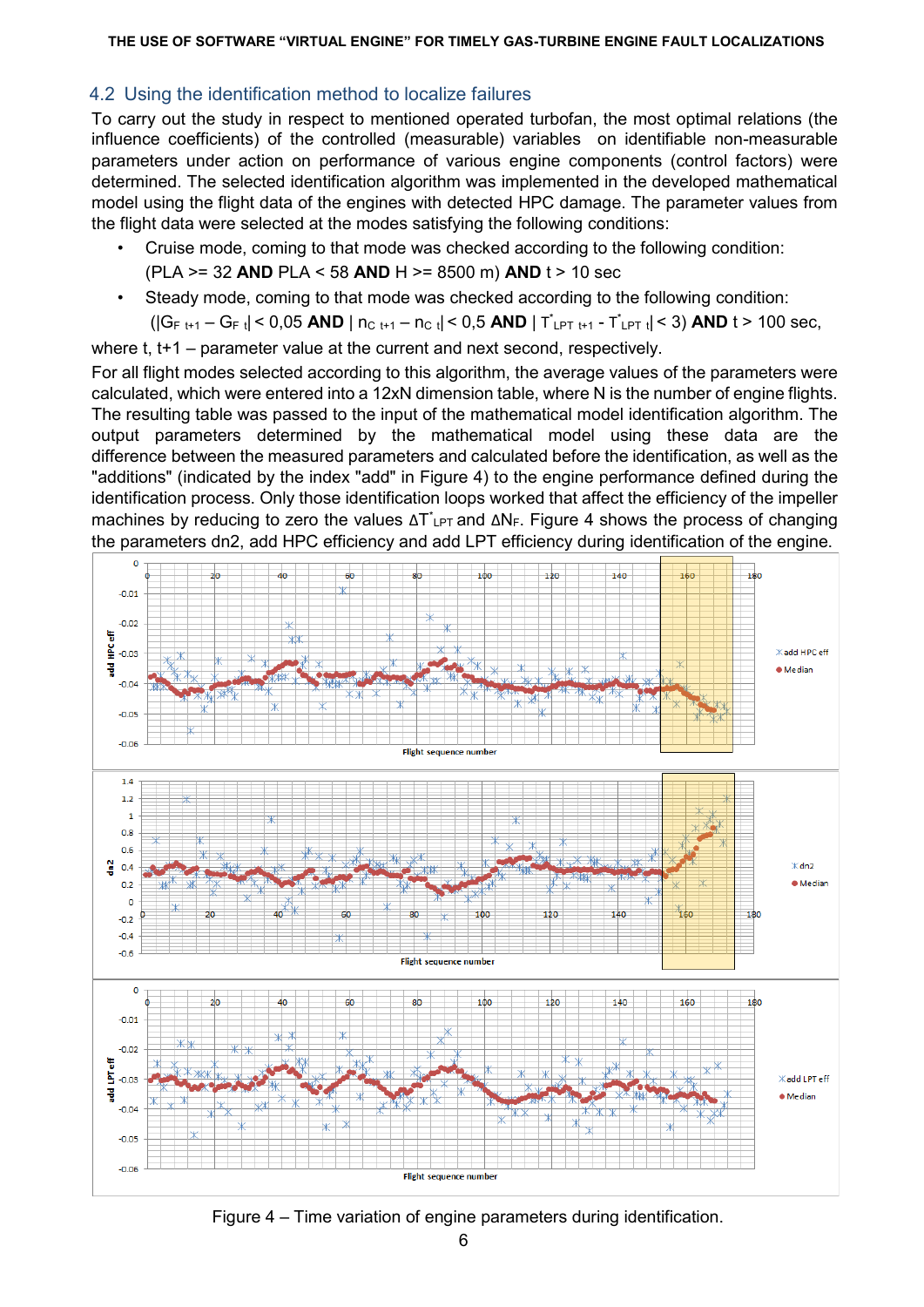## 4.2 Using the identification method to localize failures

To carry out the study in respect to mentioned operated turbofan, the most optimal relations (the influence coefficients) of the controlled (measurable) variables on identifiable non-measurable parameters under action on performance of various engine components (control factors) were determined. The selected identification algorithm was implemented in the developed mathematical model using the flight data of the engines with detected HPC damage. The parameter values from the flight data were selected at the modes satisfying the following conditions:

- Cruise mode, coming to that mode was checked according to the following condition: (PLA >= 32 **AND** PLA < 58 **AND** H >= 8500 m) **AND** t > 10 sec
- Steady mode, coming to that mode was checked according to the following condition: ($|G_{F\ t+1} - G_{F\ t}| < 0{,}05$ **AND** $|n_{C\ t+1} - n_{C\ t}| < 0{,}5$ **AND** $|T^*_{LPT\ t+1} - T^*_{LPT\ t}| < 3$) **AND** t > 100 sec,

where t, t+1 – parameter value at the current and next second, respectively.

For all flight modes selected according to this algorithm, the average values of the parameters were calculated, which were entered into a 12xN dimension table, where N is the number of engine flights. The resulting table was passed to the input of the mathematical model identification algorithm. The output parameters determined by the mathematical model using these data are the difference between the measured parameters and calculated before the identification, as well as the "additions" (indicated by the index "add" in Figure 4) to the engine performance defined during the identification process. Only those identification loops worked that affect the efficiency of the impeller machines by reducing to zero the values $\Delta T^*_{LPT}$ and $\Delta N_F$. Figure 4 shows the process of changing the parameters dn2, add HPC efficiency and add LPT efficiency during identification of the engine.

Figure 4 – Time variation of engine parameters during identification.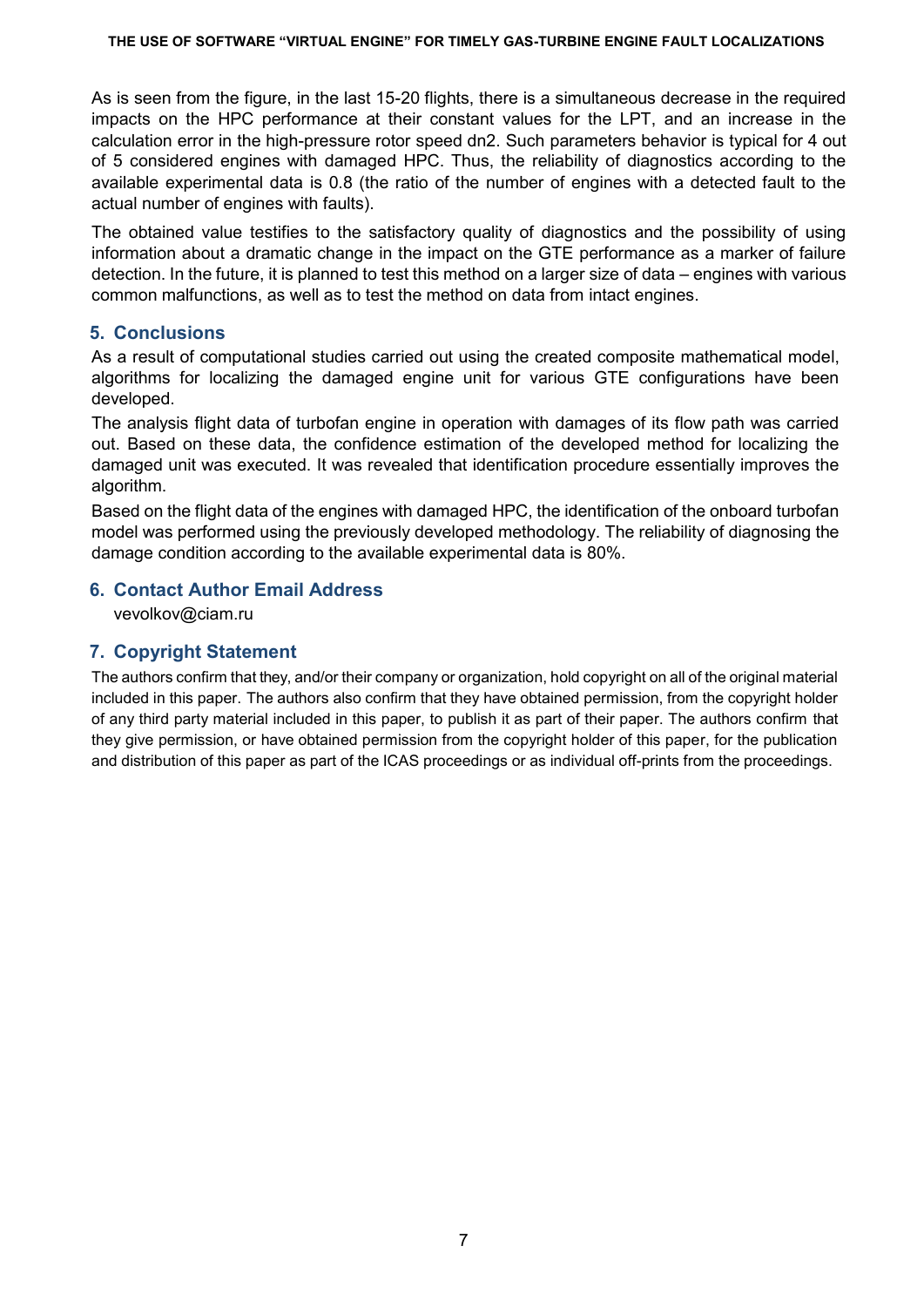As is seen from the figure, in the last 15-20 flights, there is a simultaneous decrease in the required impacts on the HPC performance at their constant values for the LPT, and an increase in the calculation error in the high-pressure rotor speed dn2. Such parameters behavior is typical for 4 out of 5 considered engines with damaged HPC. Thus, the reliability of diagnostics according to the available experimental data is 0.8 (the ratio of the number of engines with a detected fault to the actual number of engines with faults).

The obtained value testifies to the satisfactory quality of diagnostics and the possibility of using information about a dramatic change in the impact on the GTE performance as a marker of failure detection. In the future, it is planned to test this method on a larger size of data – engines with various common malfunctions, as well as to test the method on data from intact engines.

## 5. Conclusions

As a result of computational studies carried out using the created composite mathematical model, algorithms for localizing the damaged engine unit for various GTE configurations have been developed.

The analysis flight data of turbofan engine in operation with damages of its flow path was carried out. Based on these data, the confidence estimation of the developed method for localizing the damaged unit was executed. It was revealed that identification procedure essentially improves the algorithm.

Based on the flight data of the engines with damaged HPC, the identification of the onboard turbofan model was performed using the previously developed methodology. The reliability of diagnosing the damage condition according to the available experimental data is 80%.

## 6. Contact Author Email Address

vevolkov@ciam.ru

## 7. Copyright Statement

The authors confirm that they, and/or their company or organization, hold copyright on all of the original material included in this paper. The authors also confirm that they have obtained permission, from the copyright holder of any third party material included in this paper, to publish it as part of their paper. The authors confirm that they give permission, or have obtained permission from the copyright holder of this paper, for the publication and distribution of this paper as part of the ICAS proceedings or as individual off-prints from the proceedings.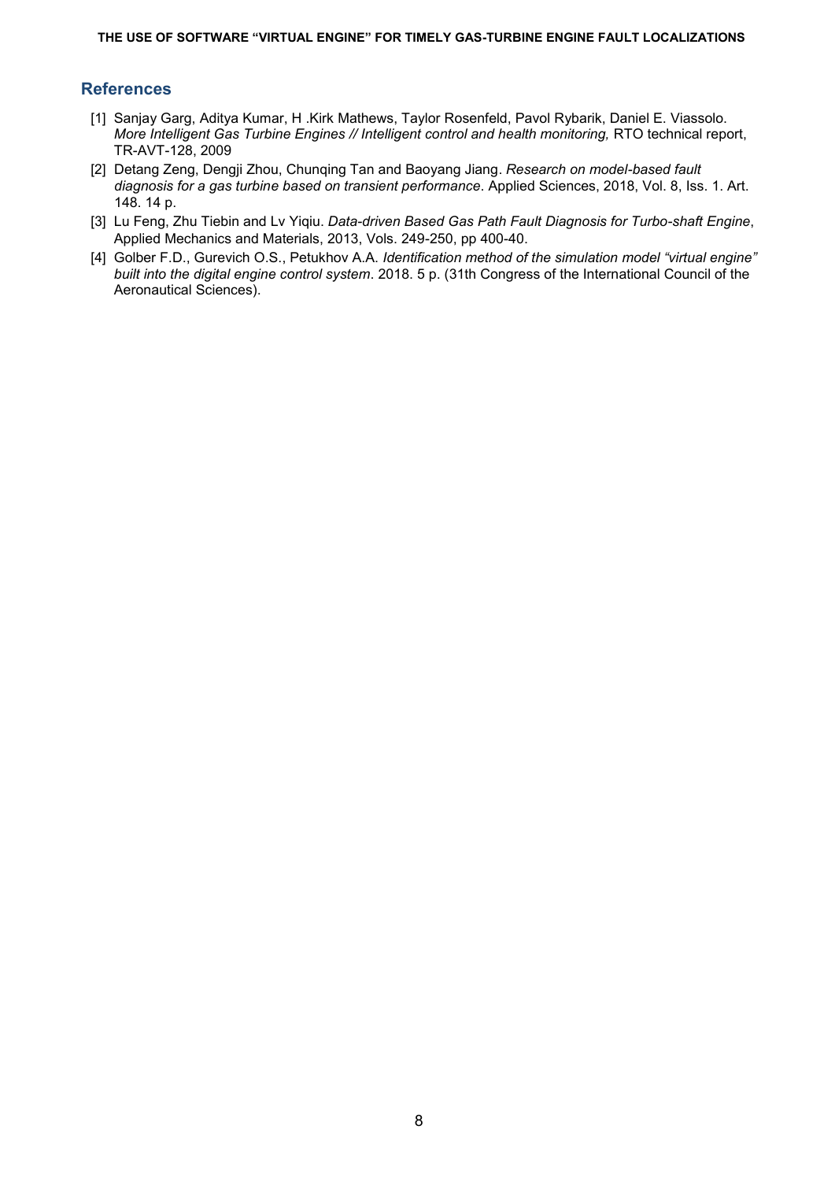## References

[1] Sanjay Garg, Aditya Kumar, H .Kirk Mathews, Taylor Rosenfeld, Pavol Rybarik, Daniel E. Viassolo. *More Intelligent Gas Turbine Engines // Intelligent control and health monitoring,* RTO technical report, TR-AVT-128, 2009

[2] Detang Zeng, Dengji Zhou, Chunqing Tan and Baoyang Jiang. *Research on model-based fault diagnosis for a gas turbine based on transient performance*. Applied Sciences, 2018, Vol. 8, Iss. 1. Art. 148. 14 p.

[3] Lu Feng, Zhu Tiebin and Lv Yiqiu. *Data-driven Based Gas Path Fault Diagnosis for Turbo-shaft Engine*, Applied Mechanics and Materials, 2013, Vols. 249-250, pp 400-40.

[4] Golber F.D., Gurevich O.S., Petukhov A.A. *Identification method of the simulation model "virtual engine" built into the digital engine control system*. 2018. 5 p. (31th Congress of the International Council of the Aeronautical Sciences).